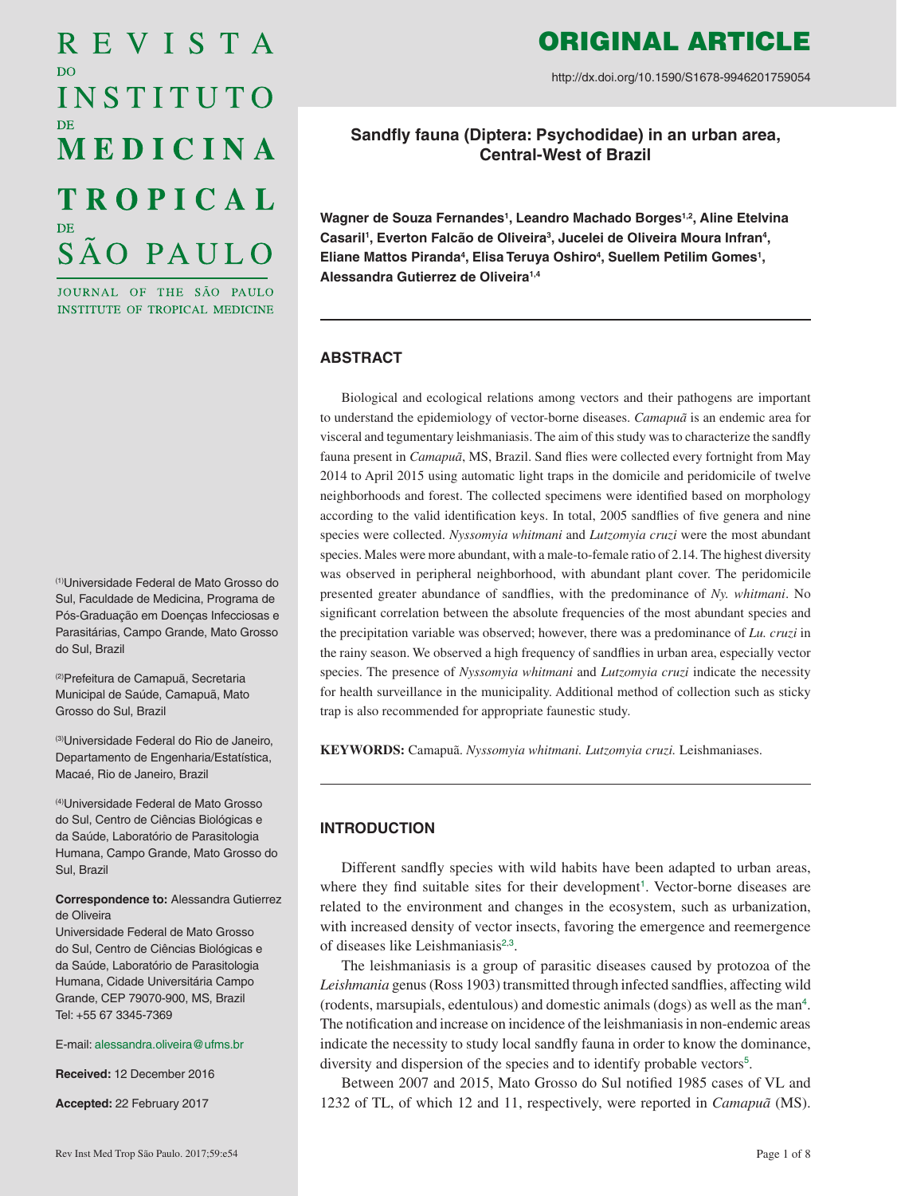# ORIGINAL ARTICLE

http://dx.doi.org/10.1590/S1678-9946201759054

## Sandfly fauna (Diptera: Psychodidae) in an urban area, Central-West of Brazil

**Wagner de Souza Fernandes[1], Leandro Machado Borges[1,2], Aline Etelvina Casaril[1], Everton Falcão de Oliveira[3], Jucelei de Oliveira Moura Infran[4], Eliane Mattos Piranda[4], Elisa Teruya Oshiro[4], Suellem Petilim Gomes[1], Alessandra Gutierrez de Oliveira[1,4]**

(1)Universidade Federal de Mato Grosso do Sul, Faculdade de Medicina, Programa de Pós-Graduação em Doenças Infecciosas e Parasitárias, Campo Grande, Mato Grosso do Sul, Brazil

(2)Prefeitura de Camapuã, Secretaria Municipal de Saúde, Camapuã, Mato Grosso do Sul, Brazil

(3)Universidade Federal do Rio de Janeiro, Departamento de Engenharia/Estatística, Macaé, Rio de Janeiro, Brazil

(4)Universidade Federal de Mato Grosso do Sul, Centro de Ciências Biológicas e da Saúde, Laboratório de Parasitologia Humana, Campo Grande, Mato Grosso do Sul, Brazil

**Correspondence to:** Alessandra Gutierrez de Oliveira
Universidade Federal de Mato Grosso do Sul, Centro de Ciências Biológicas e da Saúde, Laboratório de Parasitologia Humana, Cidade Universitária Campo Grande, CEP 79070-900, MS, Brazil
Tel: +55 67 3345-7369

E-mail: alessandra.oliveira@ufms.br

**Received:** 12 December 2016

**Accepted:** 22 February 2017

### ABSTRACT

Biological and ecological relations among vectors and their pathogens are important to understand the epidemiology of vector-borne diseases. *Camapuã* is an endemic area for visceral and tegumentary leishmaniasis. The aim of this study was to characterize the sandfly fauna present in *Camapuã*, MS, Brazil. Sand flies were collected every fortnight from May 2014 to April 2015 using automatic light traps in the domicile and peridomicile of twelve neighborhoods and forest. The collected specimens were identified based on morphology according to the valid identification keys. In total, 2005 sandflies of five genera and nine species were collected. *Nyssomyia whitmani* and *Lutzomyia cruzi* were the most abundant species. Males were more abundant, with a male-to-female ratio of 2.14. The highest diversity was observed in peripheral neighborhood, with abundant plant cover. The peridomicile presented greater abundance of sandflies, with the predominance of *Ny. whitmani*. No significant correlation between the absolute frequencies of the most abundant species and the precipitation variable was observed; however, there was a predominance of *Lu. cruzi* in the rainy season. We observed a high frequency of sandflies in urban area, especially vector species. The presence of *Nyssomyia whitmani* and *Lutzomyia cruzi* indicate the necessity for health surveillance in the municipality. Additional method of collection such as sticky trap is also recommended for appropriate faunestic study.

**KEYWORDS:** Camapuã. *Nyssomyia whitmani. Lutzomyia cruzi.* Leishmaniases.

### INTRODUCTION

Different sandfly species with wild habits have been adapted to urban areas, where they find suitable sites for their development[1]. Vector-borne diseases are related to the environment and changes in the ecosystem, such as urbanization, with increased density of vector insects, favoring the emergence and reemergence of diseases like Leishmaniasis[2,3].

The leishmaniasis is a group of parasitic diseases caused by protozoa of the *Leishmania* genus (Ross 1903) transmitted through infected sandflies, affecting wild (rodents, marsupials, edentulous) and domestic animals (dogs) as well as the man[4]. The notification and increase on incidence of the leishmaniasis in non-endemic areas indicate the necessity to study local sandfly fauna in order to know the dominance, diversity and dispersion of the species and to identify probable vectors[5].

Between 2007 and 2015, Mato Grosso do Sul notified 1985 cases of VL and 1232 of TL, of which 12 and 11, respectively, were reported in *Camapuã* (MS).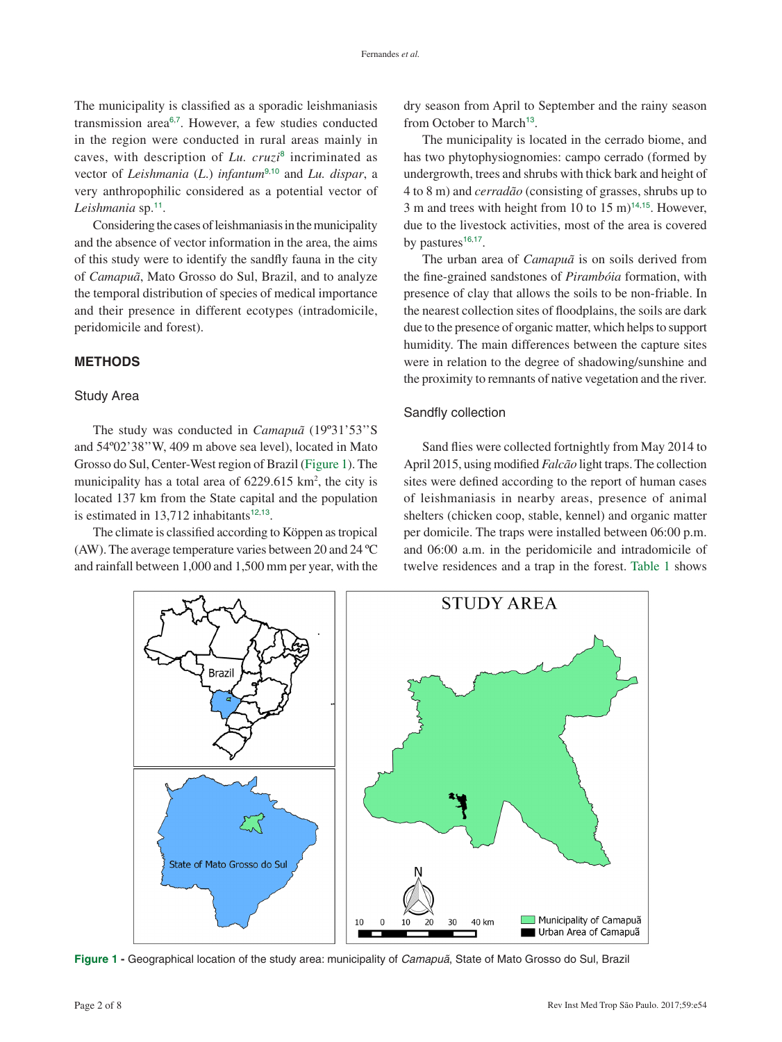The municipality is classified as a sporadic leishmaniasis transmission area[6,7]. However, a few studies conducted in the region were conducted in rural areas mainly in caves, with description of *Lu. cruzi*[8] incriminated as vector of *Leishmania* (*L.*) *infantum*[9,10] and *Lu. dispar*, a very anthropophilic considered as a potential vector of *Leishmania* sp.[11].

Considering the cases of leishmaniasis in the municipality and the absence of vector information in the area, the aims of this study were to identify the sandfly fauna in the city of *Camapuã*, Mato Grosso do Sul, Brazil, and to analyze the temporal distribution of species of medical importance and their presence in different ecotypes (intradomicile, peridomicile and forest).

## METHODS

### Study Area

The study was conducted in *Camapuã* (19º31'53''S and 54º02'38''W, 409 m above sea level), located in Mato Grosso do Sul, Center-West region of Brazil (Figure 1). The municipality has a total area of 6229.615 km$^2$, the city is located 137 km from the State capital and the population is estimated in 13,712 inhabitants[12,13].

The climate is classified according to Köppen as tropical (AW). The average temperature varies between 20 and 24 ºC and rainfall between 1,000 and 1,500 mm per year, with the dry season from April to September and the rainy season from October to March[13].

The municipality is located in the cerrado biome, and has two phytophysiognomies: campo cerrado (formed by undergrowth, trees and shrubs with thick bark and height of 4 to 8 m) and *cerradão* (consisting of grasses, shrubs up to 3 m and trees with height from 10 to 15 m)[14,15]. However, due to the livestock activities, most of the area is covered by pastures[16,17].

The urban area of *Camapuã* is on soils derived from the fine-grained sandstones of *Pirambóia* formation, with presence of clay that allows the soils to be non-friable. In the nearest collection sites of floodplains, the soils are dark due to the presence of organic matter, which helps to support humidity. The main differences between the capture sites were in relation to the degree of shadowing/sunshine and the proximity to remnants of native vegetation and the river.

### Sandfly collection

Sand flies were collected fortnightly from May 2014 to April 2015, using modified *Falcão* light traps. The collection sites were defined according to the report of human cases of leishmaniasis in nearby areas, presence of animal shelters (chicken coop, stable, kennel) and organic matter per domicile. The traps were installed between 06:00 p.m. and 06:00 a.m. in the peridomicile and intradomicile of twelve residences and a trap in the forest. Table 1 shows

**Figure 1 -** Geographical location of the study area: municipality of *Camapuã*, State of Mato Grosso do Sul, Brazil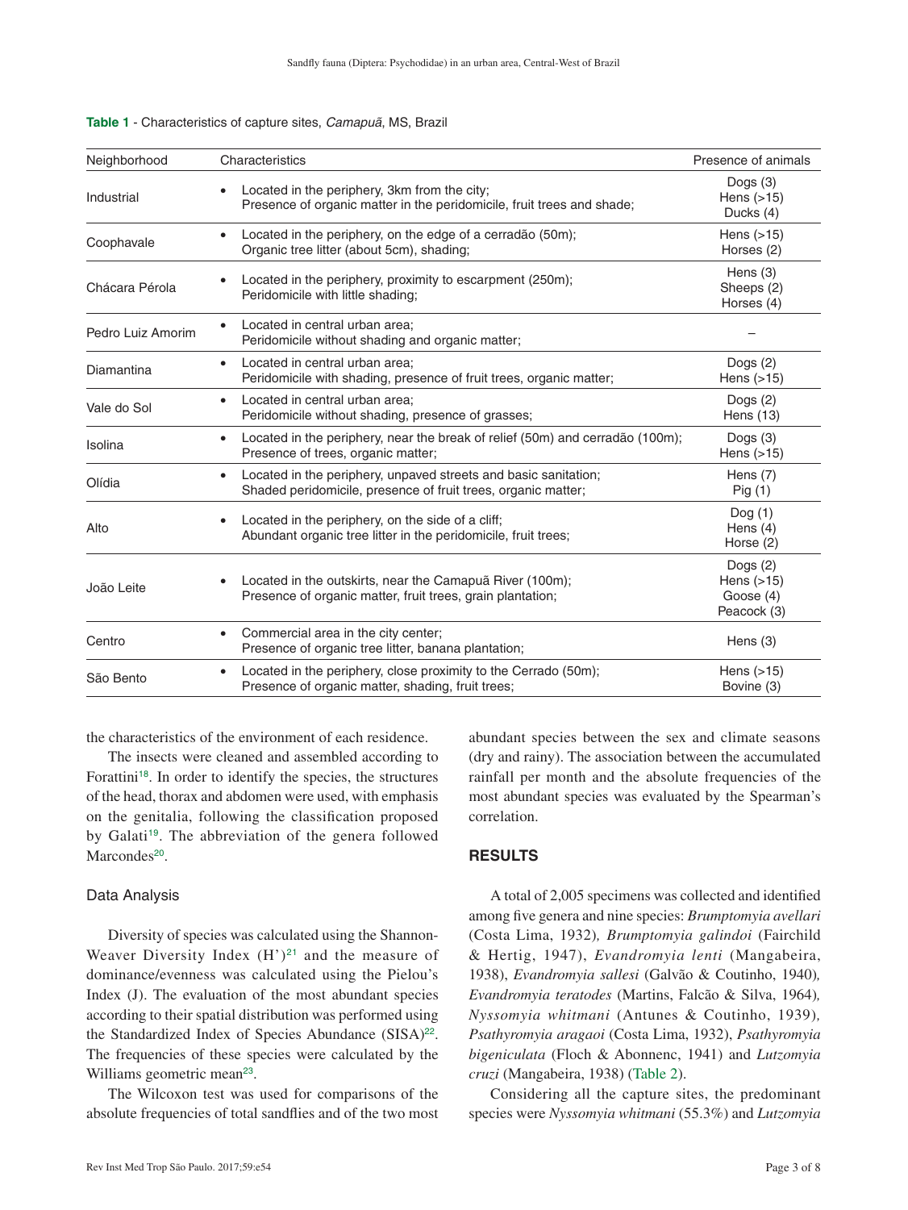**Table 1** - Characteristics of capture sites, *Camapuã*, MS, Brazil

| Neighborhood | Characteristics | Presence of animals |
|---|---|---|
| Industrial | • Located in the periphery, 3km from the city; Presence of organic matter in the peridomicile, fruit trees and shade; | Dogs (3) Hens (>15) Ducks (4) |
| Coophavale | • Located in the periphery, on the edge of a cerradão (50m); Organic tree litter (about 5cm), shading; | Hens (>15) Horses (2) |
| Chácara Pérola | • Located in the periphery, proximity to escarpment (250m); Peridomicile with little shading; | Hens (3) Sheeps (2) Horses (4) |
| Pedro Luiz Amorim | • Located in central urban area; Peridomicile without shading and organic matter; | – |
| Diamantina | • Located in central urban area; Peridomicile with shading, presence of fruit trees, organic matter; | Dogs (2) Hens (>15) |
| Vale do Sol | • Located in central urban area; Peridomicile without shading, presence of grasses; | Dogs (2) Hens (13) |
| Isolina | • Located in the periphery, near the break of relief (50m) and cerradão (100m); Presence of trees, organic matter; | Dogs (3) Hens (>15) |
| Olídia | • Located in the periphery, unpaved streets and basic sanitation; Shaded peridomicile, presence of fruit trees, organic matter; | Hens (7) Pig (1) |
| Alto | • Located in the periphery, on the side of a cliff; Abundant organic tree litter in the peridomicile, fruit trees; | Dog (1) Hens (4) Horse (2) |
| João Leite | • Located in the outskirts, near the Camapuã River (100m); Presence of organic matter, fruit trees, grain plantation; | Dogs (2) Hens (>15) Goose (4) Peacock (3) |
| Centro | • Commercial area in the city center; Presence of organic tree litter, banana plantation; | Hens (3) |
| São Bento | • Located in the periphery, close proximity to the Cerrado (50m); Presence of organic matter, shading, fruit trees; | Hens (>15) Bovine (3) |

the characteristics of the environment of each residence.

The insects were cleaned and assembled according to Forattini[18]. In order to identify the species, the structures of the head, thorax and abdomen were used, with emphasis on the genitalia, following the classification proposed by Galati[19]. The abbreviation of the genera followed Marcondes[20].

### Data Analysis

Diversity of species was calculated using the Shannon-Weaver Diversity Index (H')[21] and the measure of dominance/evenness was calculated using the Pielou's Index (J). The evaluation of the most abundant species according to their spatial distribution was performed using the Standardized Index of Species Abundance (SISA)[22]. The frequencies of these species were calculated by the Williams geometric mean[23].

The Wilcoxon test was used for comparisons of the absolute frequencies of total sandflies and of the two most abundant species between the sex and climate seasons (dry and rainy). The association between the accumulated rainfall per month and the absolute frequencies of the most abundant species was evaluated by the Spearman's correlation.

## RESULTS

A total of 2,005 specimens was collected and identified among five genera and nine species: *Brumptomyia avellari* (Costa Lima, 1932)*, Brumptomyia galindoi* (Fairchild & Hertig, 1947), *Evandromyia lenti* (Mangabeira, 1938), *Evandromyia sallesi* (Galvão & Coutinho, 1940)*, Evandromyia teratodes* (Martins, Falcão & Silva, 1964)*, Nyssomyia whitmani* (Antunes & Coutinho, 1939)*, Psathyromyia aragaoi* (Costa Lima, 1932), *Psathyromyia bigeniculata* (Floch & Abonnenc, 1941) and *Lutzomyia cruzi* (Mangabeira, 1938) (Table 2).

Considering all the capture sites, the predominant species were *Nyssomyia whitmani* (55.3%) and *Lutzomyia*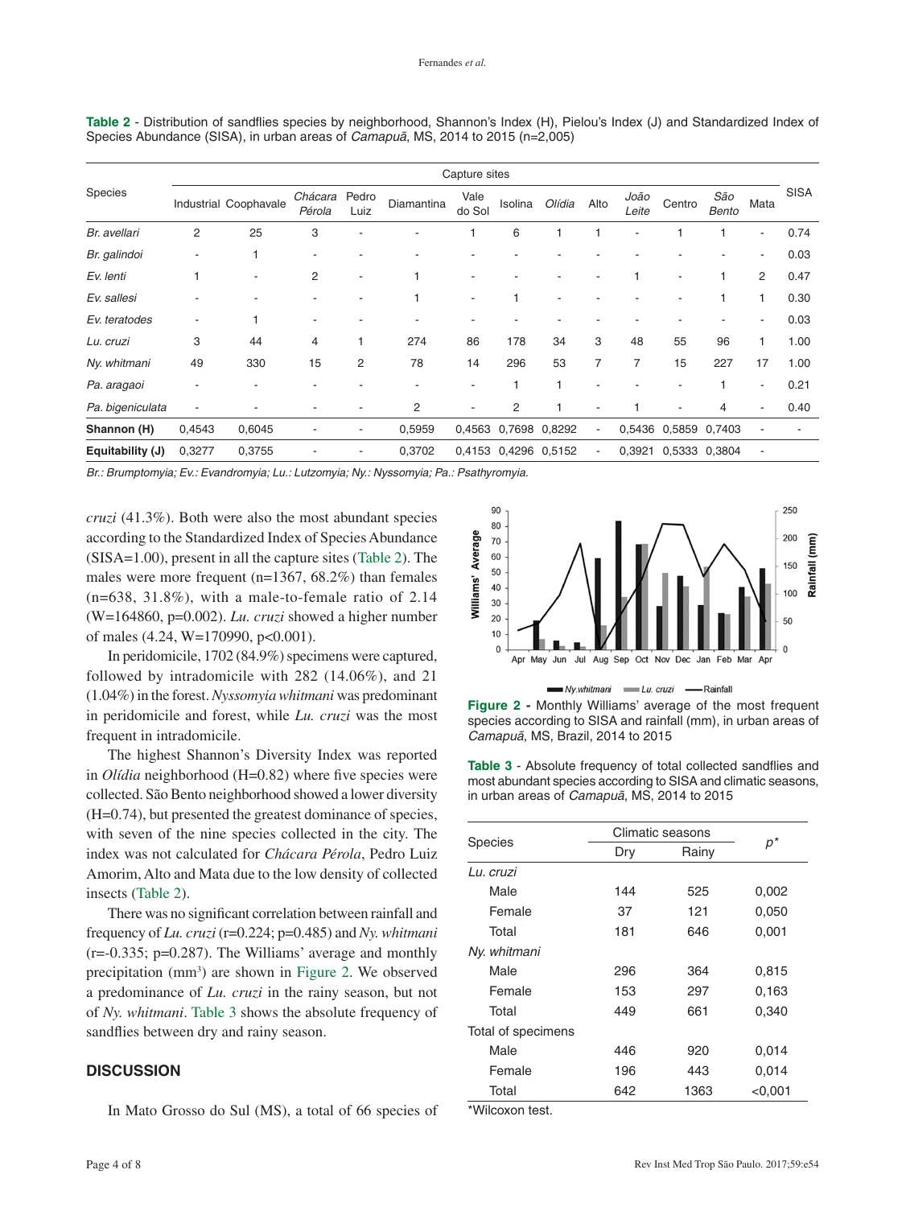**Table 2** - Distribution of sandflies species by neighborhood, Shannon's Index (H), Pielou's Index (J) and Standardized Index of Species Abundance (SISA), in urban areas of *Camapuã*, MS, 2014 to 2015 (n=2,005)

| Species | Capture sites | | | | | | | | | | | | | SISA |
|---|---|---|---|---|---|---|---|---|---|---|---|---|---|---|
| | Industrial | Coophavale | *Chácara Pérola* | Pedro Luiz | Diamantina | Vale do Sol | Isolina | *Olídia* | Alto | *João Leite* | Centro | *São Bento* | Mata | |
| *Br. avellari* | 2 | 25 | 3 | - | - | 1 | 6 | 1 | 1 | - | 1 | 1 | - | 0.74 |
| *Br. galindoi* | - | 1 | - | - | - | - | - | - | - | - | - | - | - | 0.03 |
| *Ev. lenti* | 1 | - | 2 | - | 1 | - | - | - | - | 1 | - | 1 | 2 | 0.47 |
| *Ev. sallesi* | - | - | - | - | 1 | - | 1 | - | - | - | - | 1 | 1 | 0.30 |
| *Ev. teratodes* | - | 1 | - | - | - | - | - | - | - | - | - | - | - | 0.03 |
| *Lu. cruzi* | 3 | 44 | 4 | 1 | 274 | 86 | 178 | 34 | 3 | 48 | 55 | 96 | 1 | 1.00 |
| *Ny. whitmani* | 49 | 330 | 15 | 2 | 78 | 14 | 296 | 53 | 7 | 7 | 15 | 227 | 17 | 1.00 |
| *Pa. aragaoi* | - | - | - | - | - | - | 1 | 1 | - | - | - | 1 | - | 0.21 |
| *Pa. bigeniculata* | - | - | - | - | 2 | - | 2 | 1 | - | 1 | - | 4 | - | 0.40 |
| **Shannon (H)** | 0,4543 | 0,6045 | - | - | 0,5959 | 0,4563 | 0,7698 | 0,8292 | - | 0,5436 | 0,5859 | 0,7403 | - | - |
| **Equitability (J)** | 0,3277 | 0,3755 | - | - | 0,3702 | 0,4153 | 0,4296 | 0,5152 | - | 0,3921 | 0,5333 | 0,3804 | - | |

*Br.: Brumptomyia; Ev.: Evandromyia; Lu.: Lutzomyia; Ny.: Nyssomyia; Pa.: Psathyromyia.*

*cruzi* (41.3%). Both were also the most abundant species according to the Standardized Index of Species Abundance (SISA=1.00), present in all the capture sites (Table 2). The males were more frequent (n=1367, 68.2%) than females (n=638, 31.8%), with a male-to-female ratio of 2.14 (W=164860, p=0.002). *Lu. cruzi* showed a higher number of males (4.24, W=170990, p<0.001).

In peridomicile, 1702 (84.9%) specimens were captured, followed by intradomicile with 282 (14.06%), and 21 (1.04%) in the forest. *Nyssomyia whitmani* was predominant in peridomicile and forest, while *Lu. cruzi* was the most frequent in intradomicile.

The highest Shannon's Diversity Index was reported in *Olídia* neighborhood (H=0.82) where five species were collected. São Bento neighborhood showed a lower diversity (H=0.74), but presented the greatest dominance of species, with seven of the nine species collected in the city. The index was not calculated for *Chácara Pérola*, Pedro Luiz Amorim, Alto and Mata due to the low density of collected insects (Table 2).

There was no significant correlation between rainfall and frequency of *Lu. cruzi* (r=0.224; p=0.485) and *Ny. whitmani* (r=-0.335; p=0.287). The Williams' average and monthly precipitation (mm³) are shown in Figure 2. We observed a predominance of *Lu. cruzi* in the rainy season, but not of *Ny. whitmani*. Table 3 shows the absolute frequency of sandflies between dry and rainy season.

**Figure 2** - Monthly Williams' average of the most frequent species according to SISA and rainfall (mm), in urban areas of *Camapuã*, MS, Brazil, 2014 to 2015

**Table 3** - Absolute frequency of total collected sandflies and most abundant species according to SISA and climatic seasons, in urban areas of *Camapuã*, MS, 2014 to 2015

| Species | Climatic seasons | | $p^*$ |
|---|---|---|---|
| | Dry | Rainy | |
| *Lu. cruzi* | | | |
| Male | 144 | 525 | 0,002 |
| Female | 37 | 121 | 0,050 |
| Total | 181 | 646 | 0,001 |
| *Ny. whitmani* | | | |
| Male | 296 | 364 | 0,815 |
| Female | 153 | 297 | 0,163 |
| Total | 449 | 661 | 0,340 |
| Total of specimens | | | |
| Male | 446 | 920 | 0,014 |
| Female | 196 | 443 | 0,014 |
| Total | 642 | 1363 | <0,001 |

*Wilcoxon test.

## DISCUSSION

In Mato Grosso do Sul (MS), a total of 66 species of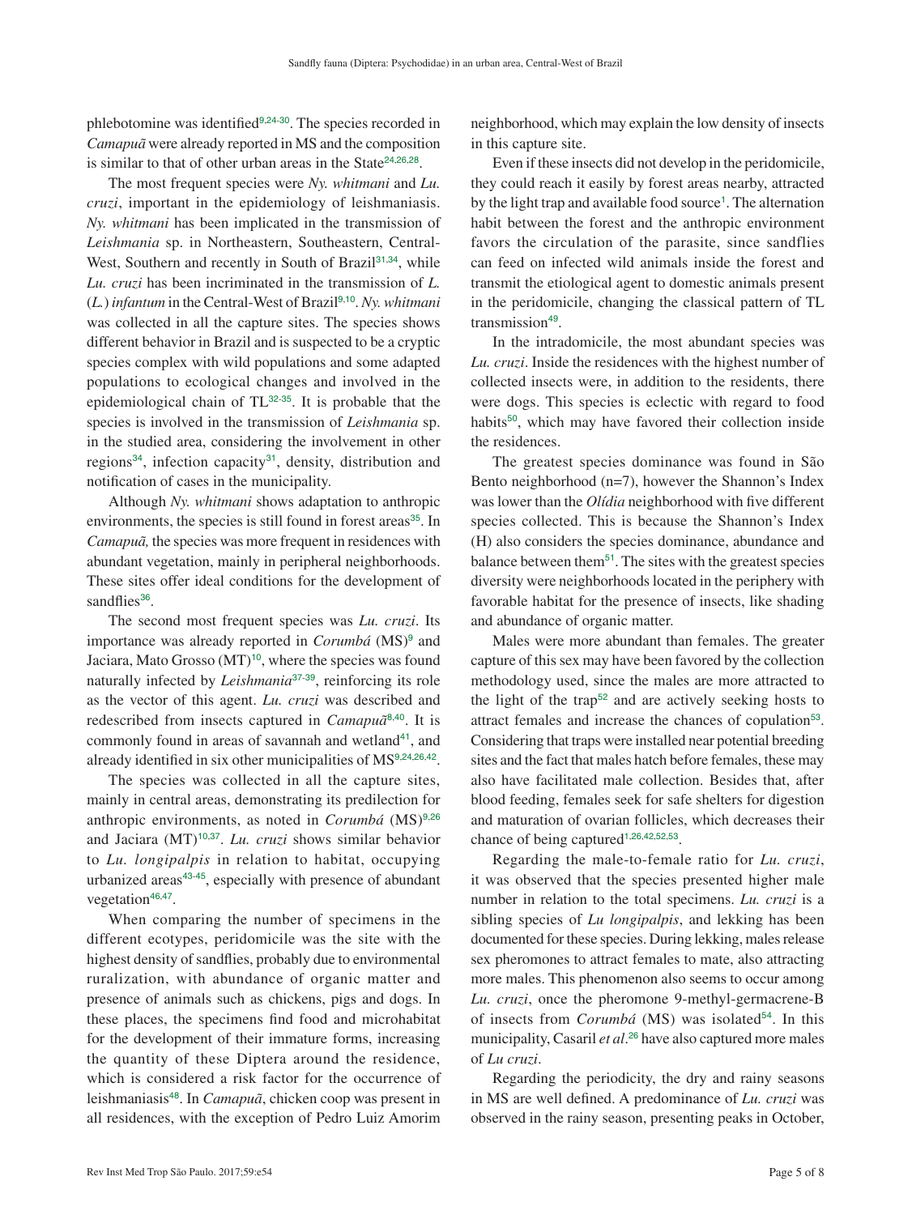phlebotomine was identified[9,24-30]. The species recorded in *Camapuã* were already reported in MS and the composition is similar to that of other urban areas in the State[24,26,28].

The most frequent species were *Ny. whitmani* and *Lu. cruzi*, important in the epidemiology of leishmaniasis. *Ny. whitmani* has been implicated in the transmission of *Leishmania* sp. in Northeastern, Southeastern, Central-West, Southern and recently in South of Brazil[31,34], while *Lu. cruzi* has been incriminated in the transmission of *L.* (*L.*) *infantum* in the Central-West of Brazil[9,10]. *Ny. whitmani* was collected in all the capture sites. The species shows different behavior in Brazil and is suspected to be a cryptic species complex with wild populations and some adapted populations to ecological changes and involved in the epidemiological chain of TL[32-35]. It is probable that the species is involved in the transmission of *Leishmania* sp. in the studied area, considering the involvement in other regions[34], infection capacity[31], density, distribution and notification of cases in the municipality.

Although *Ny. whitmani* shows adaptation to anthropic environments, the species is still found in forest areas[35]. In *Camapuã,* the species was more frequent in residences with abundant vegetation, mainly in peripheral neighborhoods. These sites offer ideal conditions for the development of sandflies[36].

The second most frequent species was *Lu. cruzi*. Its importance was already reported in *Corumbá* (MS)[9] and Jaciara, Mato Grosso (MT)[10], where the species was found naturally infected by *Leishmania*[37-39], reinforcing its role as the vector of this agent. *Lu. cruzi* was described and redescribed from insects captured in *Camapuã*[8,40]. It is commonly found in areas of savannah and wetland[41], and already identified in six other municipalities of MS[9,24,26,42].

The species was collected in all the capture sites, mainly in central areas, demonstrating its predilection for anthropic environments, as noted in *Corumbá* (MS)[9,26] and Jaciara (MT)[10,37]. *Lu. cruzi* shows similar behavior to *Lu. longipalpis* in relation to habitat, occupying urbanized areas[43-45], especially with presence of abundant vegetation[46,47].

When comparing the number of specimens in the different ecotypes, peridomicile was the site with the highest density of sandflies, probably due to environmental ruralization, with abundance of organic matter and presence of animals such as chickens, pigs and dogs. In these places, the specimens find food and microhabitat for the development of their immature forms, increasing the quantity of these Diptera around the residence, which is considered a risk factor for the occurrence of leishmaniasis[48]. In *Camapuã*, chicken coop was present in all residences, with the exception of Pedro Luiz Amorim neighborhood, which may explain the low density of insects in this capture site.

Even if these insects did not develop in the peridomicile, they could reach it easily by forest areas nearby, attracted by the light trap and available food source[1]. The alternation habit between the forest and the anthropic environment favors the circulation of the parasite, since sandflies can feed on infected wild animals inside the forest and transmit the etiological agent to domestic animals present in the peridomicile, changing the classical pattern of TL transmission[49].

In the intradomicile, the most abundant species was *Lu. cruzi*. Inside the residences with the highest number of collected insects were, in addition to the residents, there were dogs. This species is eclectic with regard to food habits[50], which may have favored their collection inside the residences.

The greatest species dominance was found in São Bento neighborhood (n=7), however the Shannon's Index was lower than the *Olídia* neighborhood with five different species collected. This is because the Shannon's Index (H) also considers the species dominance, abundance and balance between them[51]. The sites with the greatest species diversity were neighborhoods located in the periphery with favorable habitat for the presence of insects, like shading and abundance of organic matter.

Males were more abundant than females. The greater capture of this sex may have been favored by the collection methodology used, since the males are more attracted to the light of the trap[52] and are actively seeking hosts to attract females and increase the chances of copulation[53]. Considering that traps were installed near potential breeding sites and the fact that males hatch before females, these may also have facilitated male collection. Besides that, after blood feeding, females seek for safe shelters for digestion and maturation of ovarian follicles, which decreases their chance of being captured[1,26,42,52,53].

Regarding the male-to-female ratio for *Lu. cruzi*, it was observed that the species presented higher male number in relation to the total specimens. *Lu. cruzi* is a sibling species of *Lu longipalpis*, and lekking has been documented for these species. During lekking, males release sex pheromones to attract females to mate, also attracting more males. This phenomenon also seems to occur among *Lu. cruzi*, once the pheromone 9-methyl-germacrene-B of insects from *Corumbá* (MS) was isolated[54]. In this municipality, Casaril *et al.*[26] have also captured more males of *Lu cruzi*.

Regarding the periodicity, the dry and rainy seasons in MS are well defined. A predominance of *Lu. cruzi* was observed in the rainy season, presenting peaks in October,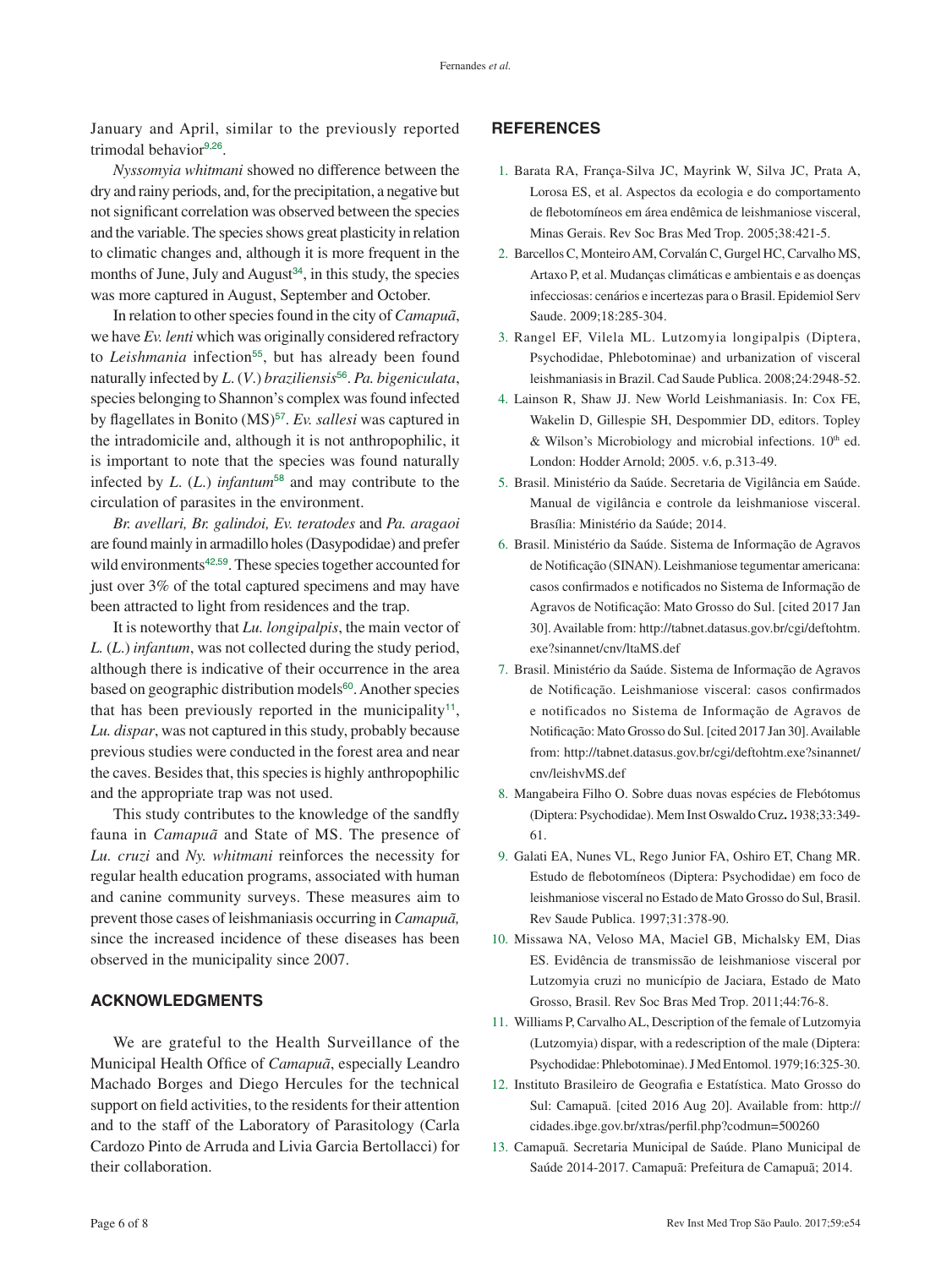January and April, similar to the previously reported trimodal behavior[9,26].

*Nyssomyia whitmani* showed no difference between the dry and rainy periods, and, for the precipitation, a negative but not significant correlation was observed between the species and the variable. The species shows great plasticity in relation to climatic changes and, although it is more frequent in the months of June, July and August[34], in this study, the species was more captured in August, September and October.

In relation to other species found in the city of *Camapuã*, we have *Ev. lenti* which was originally considered refractory to *Leishmania* infection[55], but has already been found naturally infected by *L.* (*V.*) *braziliensis*[56]. *Pa. bigeniculata*, species belonging to Shannon's complex was found infected by flagellates in Bonito (MS)[57]. *Ev. sallesi* was captured in the intradomicile and, although it is not anthropophilic, it is important to note that the species was found naturally infected by *L.* (*L.*) *infantum*[58] and may contribute to the circulation of parasites in the environment.

*Br. avellari, Br. galindoi, Ev. teratodes* and *Pa. aragaoi* are found mainly in armadillo holes (Dasypodidae) and prefer wild environments[42,59]. These species together accounted for just over 3% of the total captured specimens and may have been attracted to light from residences and the trap.

It is noteworthy that *Lu. longipalpis*, the main vector of *L.* (*L.*) *infantum*, was not collected during the study period, although there is indicative of their occurrence in the area based on geographic distribution models[60]. Another species that has been previously reported in the municipality[11], *Lu. dispar*, was not captured in this study, probably because previous studies were conducted in the forest area and near the caves. Besides that, this species is highly anthropophilic and the appropriate trap was not used.

This study contributes to the knowledge of the sandfly fauna in *Camapuã* and State of MS. The presence of *Lu. cruzi* and *Ny. whitmani* reinforces the necessity for regular health education programs, associated with human and canine community surveys. These measures aim to prevent those cases of leishmaniasis occurring in *Camapuã,* since the increased incidence of these diseases has been observed in the municipality since 2007.

## ACKNOWLEDGMENTS

We are grateful to the Health Surveillance of the Municipal Health Office of *Camapuã*, especially Leandro Machado Borges and Diego Hercules for the technical support on field activities, to the residents for their attention and to the staff of the Laboratory of Parasitology (Carla Cardozo Pinto de Arruda and Livia Garcia Bertollacci) for their collaboration.

## REFERENCES

1. Barata RA, França-Silva JC, Mayrink W, Silva JC, Prata A, Lorosa ES, et al. Aspectos da ecologia e do comportamento de flebotomíneos em área endêmica de leishmaniose visceral, Minas Gerais. Rev Soc Bras Med Trop. 2005;38:421-5.
2. Barcellos C, Monteiro AM, Corvalán C, Gurgel HC, Carvalho MS, Artaxo P, et al. Mudanças climáticas e ambientais e as doenças infecciosas: cenários e incertezas para o Brasil. Epidemiol Serv Saude. 2009;18:285-304.
3. Rangel EF, Vilela ML. Lutzomyia longipalpis (Diptera, Psychodidae, Phlebotominae) and urbanization of visceral leishmaniasis in Brazil. Cad Saude Publica. 2008;24:2948-52.
4. Lainson R, Shaw JJ. New World Leishmaniasis. In: Cox FE, Wakelin D, Gillespie SH, Despommier DD, editors. Topley & Wilson's Microbiology and microbial infections. 10th ed. London: Hodder Arnold; 2005. v.6, p.313-49.
5. Brasil. Ministério da Saúde. Secretaria de Vigilância em Saúde. Manual de vigilância e controle da leishmaniose visceral. Brasília: Ministério da Saúde; 2014.
6. Brasil. Ministério da Saúde. Sistema de Informação de Agravos de Notificação (SINAN). Leishmaniose tegumentar americana: casos confirmados e notificados no Sistema de Informação de Agravos de Notificação: Mato Grosso do Sul. [cited 2017 Jan 30]. Available from: http://tabnet.datasus.gov.br/cgi/deftohtm.exe?sinannet/cnv/ltaMS.def
7. Brasil. Ministério da Saúde. Sistema de Informação de Agravos de Notificação. Leishmaniose visceral: casos confirmados e notificados no Sistema de Informação de Agravos de Notificação: Mato Grosso do Sul. [cited 2017 Jan 30]. Available from: http://tabnet.datasus.gov.br/cgi/deftohtm.exe?sinannet/cnv/leishvMS.def
8. Mangabeira Filho O. Sobre duas novas espécies de Flebótomus (Diptera: Psychodidae). Mem Inst Oswaldo Cruz**.** 1938;33:349-61.
9. Galati EA, Nunes VL, Rego Junior FA, Oshiro ET, Chang MR. Estudo de flebotomíneos (Diptera: Psychodidae) em foco de leishmaniose visceral no Estado de Mato Grosso do Sul, Brasil. Rev Saude Publica. 1997;31:378-90.
10. Missawa NA, Veloso MA, Maciel GB, Michalsky EM, Dias ES. Evidência de transmissão de leishmaniose visceral por Lutzomyia cruzi no município de Jaciara, Estado de Mato Grosso, Brasil. Rev Soc Bras Med Trop. 2011;44:76-8.
11. Williams P, Carvalho AL, Description of the female of Lutzomyia (Lutzomyia) dispar, with a redescription of the male (Diptera: Psychodidae: Phlebotominae). J Med Entomol. 1979;16:325-30.
12. Instituto Brasileiro de Geografia e Estatística. Mato Grosso do Sul: Camapuã. [cited 2016 Aug 20]. Available from: http://cidades.ibge.gov.br/xtras/perfil.php?codmun=500260
13. Camapuã. Secretaria Municipal de Saúde. Plano Municipal de Saúde 2014-2017. Camapuã: Prefeitura de Camapuã; 2014.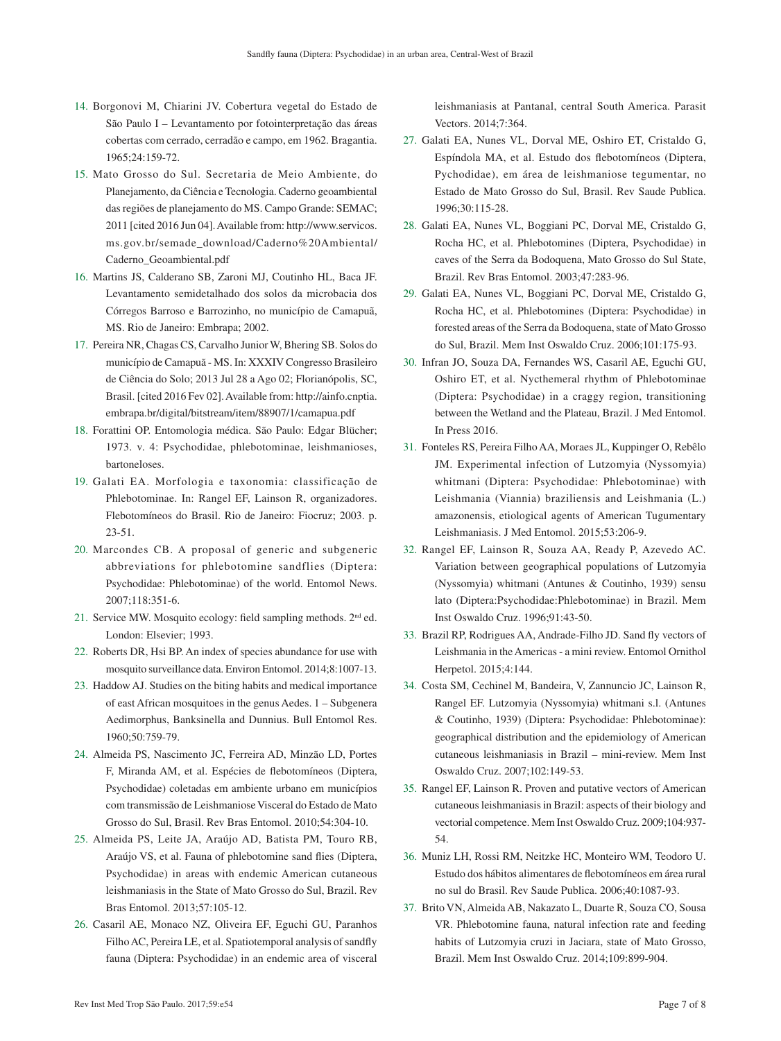14. Borgonovi M, Chiarini JV. Cobertura vegetal do Estado de São Paulo I – Levantamento por fotointerpretação das áreas cobertas com cerrado, cerradão e campo, em 1962. Bragantia. 1965;24:159-72.
15. Mato Grosso do Sul. Secretaria de Meio Ambiente, do Planejamento, da Ciência e Tecnologia. Caderno geoambiental das regiões de planejamento do MS. Campo Grande: SEMAC; 2011 [cited 2016 Jun 04]. Available from: http://www.servicos.ms.gov.br/semade_download/Caderno%20Ambiental/Caderno_Geoambiental.pdf
16. Martins JS, Calderano SB, Zaroni MJ, Coutinho HL, Baca JF. Levantamento semidetalhado dos solos da microbacia dos Córregos Barroso e Barrozinho, no município de Camapuã, MS. Rio de Janeiro: Embrapa; 2002.
17. Pereira NR, Chagas CS, Carvalho Junior W, Bhering SB. Solos do município de Camapuã - MS. In: XXXIV Congresso Brasileiro de Ciência do Solo; 2013 Jul 28 a Ago 02; Florianópolis, SC, Brasil. [cited 2016 Fev 02]. Available from: http://ainfo.cnptia.embrapa.br/digital/bitstream/item/88907/1/camapua.pdf
18. Forattini OP. Entomologia médica. São Paulo: Edgar Blücher; 1973. v. 4: Psychodidae, phlebotominae, leishmanioses, bartoneloses.
19. Galati EA. Morfologia e taxonomia: classificação de Phlebotominae. In: Rangel EF, Lainson R, organizadores. Flebotomíneos do Brasil. Rio de Janeiro: Fiocruz; 2003. p. 23-51.
20. Marcondes CB. A proposal of generic and subgeneric abbreviations for phlebotomine sandflies (Diptera: Psychodidae: Phlebotominae) of the world. Entomol News. 2007;118:351-6.
21. Service MW. Mosquito ecology: field sampling methods. 2nd ed. London: Elsevier; 1993.
22. Roberts DR, Hsi BP. An index of species abundance for use with mosquito surveillance data. Environ Entomol. 2014;8:1007-13.
23. Haddow AJ. Studies on the biting habits and medical importance of east African mosquitoes in the genus Aedes. 1 – Subgenera Aedimorphus, Banksinella and Dunnius. Bull Entomol Res. 1960;50:759-79.
24. Almeida PS, Nascimento JC, Ferreira AD, Minzão LD, Portes F, Miranda AM, et al. Espécies de flebotomíneos (Diptera, Psychodidae) coletadas em ambiente urbano em municípios com transmissão de Leishmaniose Visceral do Estado de Mato Grosso do Sul, Brasil. Rev Bras Entomol. 2010;54:304-10.
25. Almeida PS, Leite JA, Araújo AD, Batista PM, Touro RB, Araújo VS, et al. Fauna of phlebotomine sand flies (Diptera, Psychodidae) in areas with endemic American cutaneous leishmaniasis in the State of Mato Grosso do Sul, Brazil. Rev Bras Entomol. 2013;57:105-12.
26. Casaril AE, Monaco NZ, Oliveira EF, Eguchi GU, Paranhos Filho AC, Pereira LE, et al. Spatiotemporal analysis of sandfly fauna (Diptera: Psychodidae) in an endemic area of visceral leishmaniasis at Pantanal, central South America. Parasit Vectors. 2014;7:364.
27. Galati EA, Nunes VL, Dorval ME, Oshiro ET, Cristaldo G, Espíndola MA, et al. Estudo dos flebotomíneos (Diptera, Pychodidae), em área de leishmaniose tegumentar, no Estado de Mato Grosso do Sul, Brasil. Rev Saude Publica. 1996;30:115-28.
28. Galati EA, Nunes VL, Boggiani PC, Dorval ME, Cristaldo G, Rocha HC, et al. Phlebotomines (Diptera, Psychodidae) in caves of the Serra da Bodoquena, Mato Grosso do Sul State, Brazil. Rev Bras Entomol. 2003;47:283-96.
29. Galati EA, Nunes VL, Boggiani PC, Dorval ME, Cristaldo G, Rocha HC, et al. Phlebotomines (Diptera: Psychodidae) in forested areas of the Serra da Bodoquena, state of Mato Grosso do Sul, Brazil. Mem Inst Oswaldo Cruz. 2006;101:175-93.
30. Infran JO, Souza DA, Fernandes WS, Casaril AE, Eguchi GU, Oshiro ET, et al. Nycthemeral rhythm of Phlebotominae (Diptera: Psychodidae) in a craggy region, transitioning between the Wetland and the Plateau, Brazil. J Med Entomol. In Press 2016.
31. Fonteles RS, Pereira Filho AA, Moraes JL, Kuppinger O, Rebêlo JM. Experimental infection of Lutzomyia (Nyssomyia) whitmani (Diptera: Psychodidae: Phlebotominae) with Leishmania (Viannia) braziliensis and Leishmania (L.) amazonensis, etiological agents of American Tugumentary Leishmaniasis. J Med Entomol. 2015;53:206-9.
32. Rangel EF, Lainson R, Souza AA, Ready P, Azevedo AC. Variation between geographical populations of Lutzomyia (Nyssomyia) whitmani (Antunes & Coutinho, 1939) sensu lato (Diptera:Psychodidae:Phlebotominae) in Brazil. Mem Inst Oswaldo Cruz. 1996;91:43-50.
33. Brazil RP, Rodrigues AA, Andrade-Filho JD. Sand fly vectors of Leishmania in the Americas - a mini review. Entomol Ornithol Herpetol. 2015;4:144.
34. Costa SM, Cechinel M, Bandeira, V, Zannuncio JC, Lainson R, Rangel EF. Lutzomyia (Nyssomyia) whitmani s.l. (Antunes & Coutinho, 1939) (Diptera: Psychodidae: Phlebotominae): geographical distribution and the epidemiology of American cutaneous leishmaniasis in Brazil – mini-review. Mem Inst Oswaldo Cruz. 2007;102:149-53.
35. Rangel EF, Lainson R. Proven and putative vectors of American cutaneous leishmaniasis in Brazil: aspects of their biology and vectorial competence. Mem Inst Oswaldo Cruz. 2009;104:937-54.
36. Muniz LH, Rossi RM, Neitzke HC, Monteiro WM, Teodoro U. Estudo dos hábitos alimentares de flebotomíneos em área rural no sul do Brasil. Rev Saude Publica. 2006;40:1087-93.
37. Brito VN, Almeida AB, Nakazato L, Duarte R, Souza CO, Sousa VR. Phlebotomine fauna, natural infection rate and feeding habits of Lutzomyia cruzi in Jaciara, state of Mato Grosso, Brazil. Mem Inst Oswaldo Cruz. 2014;109:899-904.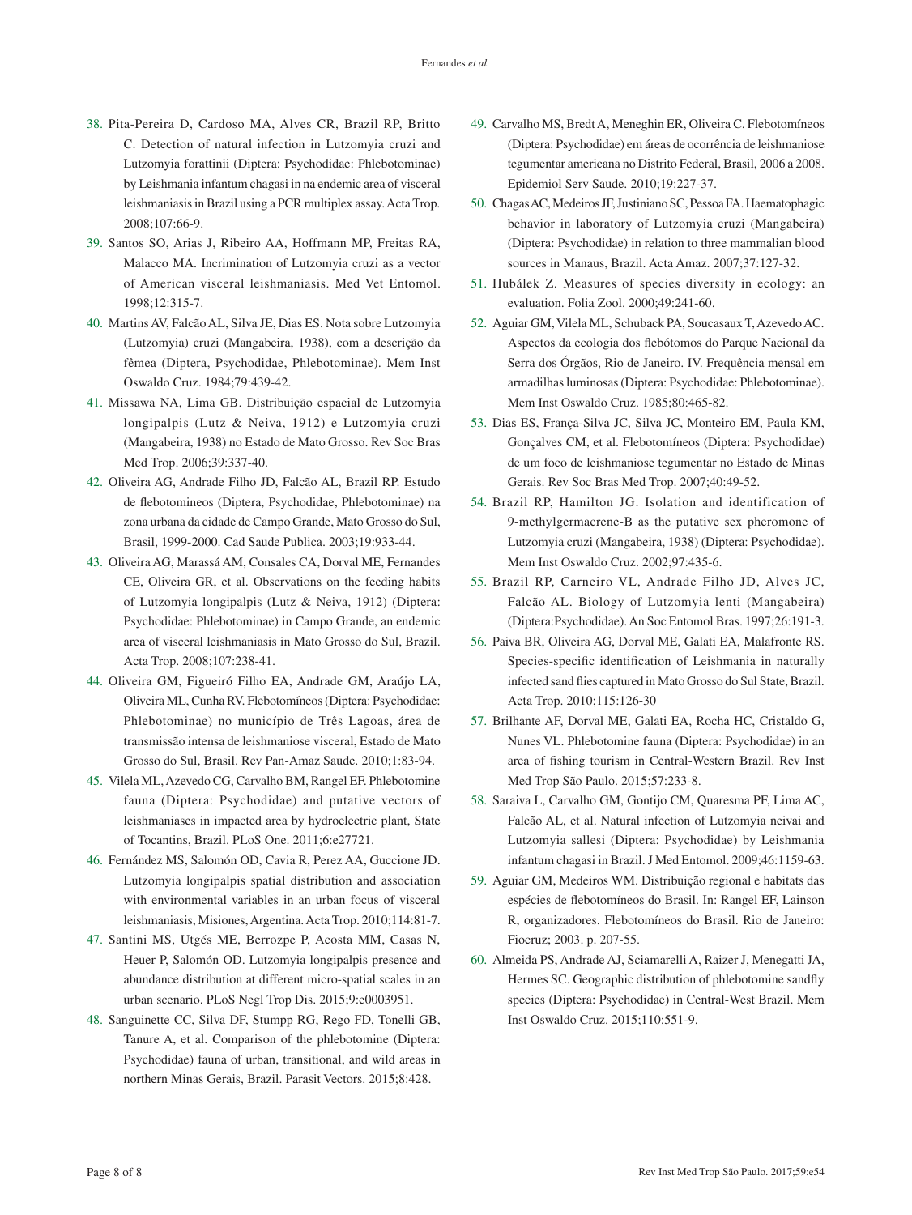38. Pita-Pereira D, Cardoso MA, Alves CR, Brazil RP, Britto C. Detection of natural infection in Lutzomyia cruzi and Lutzomyia forattinii (Diptera: Psychodidae: Phlebotominae) by Leishmania infantum chagasi in na endemic area of visceral leishmaniasis in Brazil using a PCR multiplex assay. Acta Trop. 2008;107:66-9.
39. Santos SO, Arias J, Ribeiro AA, Hoffmann MP, Freitas RA, Malacco MA. Incrimination of Lutzomyia cruzi as a vector of American visceral leishmaniasis. Med Vet Entomol. 1998;12:315-7.
40. Martins AV, Falcão AL, Silva JE, Dias ES. Nota sobre Lutzomyia (Lutzomyia) cruzi (Mangabeira, 1938), com a descrição da fêmea (Diptera, Psychodidae, Phlebotominae). Mem Inst Oswaldo Cruz. 1984;79:439-42.
41. Missawa NA, Lima GB. Distribuição espacial de Lutzomyia longipalpis (Lutz & Neiva, 1912) e Lutzomyia cruzi (Mangabeira, 1938) no Estado de Mato Grosso. Rev Soc Bras Med Trop. 2006;39:337-40.
42. Oliveira AG, Andrade Filho JD, Falcão AL, Brazil RP. Estudo de flebotomineos (Diptera, Psychodidae, Phlebotominae) na zona urbana da cidade de Campo Grande, Mato Grosso do Sul, Brasil, 1999-2000. Cad Saude Publica. 2003;19:933-44.
43. Oliveira AG, Marassá AM, Consales CA, Dorval ME, Fernandes CE, Oliveira GR, et al. Observations on the feeding habits of Lutzomyia longipalpis (Lutz & Neiva, 1912) (Diptera: Psychodidae: Phlebotominae) in Campo Grande, an endemic area of visceral leishmaniasis in Mato Grosso do Sul, Brazil. Acta Trop. 2008;107:238-41.
44. Oliveira GM, Figueiró Filho EA, Andrade GM, Araújo LA, Oliveira ML, Cunha RV. Flebotomíneos (Diptera: Psychodidae: Phlebotominae) no município de Três Lagoas, área de transmissão intensa de leishmaniose visceral, Estado de Mato Grosso do Sul, Brasil. Rev Pan-Amaz Saude. 2010;1:83-94.
45. Vilela ML, Azevedo CG, Carvalho BM, Rangel EF. Phlebotomine fauna (Diptera: Psychodidae) and putative vectors of leishmaniases in impacted area by hydroelectric plant, State of Tocantins, Brazil. PLoS One. 2011;6:e27721.
46. Fernández MS, Salomón OD, Cavia R, Perez AA, Guccione JD. Lutzomyia longipalpis spatial distribution and association with environmental variables in an urban focus of visceral leishmaniasis, Misiones, Argentina. Acta Trop. 2010;114:81-7.
47. Santini MS, Utgés ME, Berrozpe P, Acosta MM, Casas N, Heuer P, Salomón OD. Lutzomyia longipalpis presence and abundance distribution at different micro-spatial scales in an urban scenario. PLoS Negl Trop Dis. 2015;9:e0003951.
48. Sanguinette CC, Silva DF, Stumpp RG, Rego FD, Tonelli GB, Tanure A, et al. Comparison of the phlebotomine (Diptera: Psychodidae) fauna of urban, transitional, and wild areas in northern Minas Gerais, Brazil. Parasit Vectors. 2015;8:428.
49. Carvalho MS, Bredt A, Meneghin ER, Oliveira C. Flebotomíneos (Diptera: Psychodidae) em áreas de ocorrência de leishmaniose tegumentar americana no Distrito Federal, Brasil, 2006 a 2008. Epidemiol Serv Saude. 2010;19:227-37.
50. Chagas AC, Medeiros JF, Justiniano SC, Pessoa FA. Haematophagic behavior in laboratory of Lutzomyia cruzi (Mangabeira) (Diptera: Psychodidae) in relation to three mammalian blood sources in Manaus, Brazil. Acta Amaz. 2007;37:127-32.
51. Hubálek Z. Measures of species diversity in ecology: an evaluation. Folia Zool. 2000;49:241-60.
52. Aguiar GM, Vilela ML, Schuback PA, Soucasaux T, Azevedo AC. Aspectos da ecologia dos flebótomos do Parque Nacional da Serra dos Órgãos, Rio de Janeiro. IV. Frequência mensal em armadilhas luminosas (Diptera: Psychodidae: Phlebotominae). Mem Inst Oswaldo Cruz. 1985;80:465-82.
53. Dias ES, França-Silva JC, Silva JC, Monteiro EM, Paula KM, Gonçalves CM, et al. Flebotomíneos (Diptera: Psychodidae) de um foco de leishmaniose tegumentar no Estado de Minas Gerais. Rev Soc Bras Med Trop. 2007;40:49-52.
54. Brazil RP, Hamilton JG. Isolation and identification of 9-methylgermacrene-B as the putative sex pheromone of Lutzomyia cruzi (Mangabeira, 1938) (Diptera: Psychodidae). Mem Inst Oswaldo Cruz. 2002;97:435-6.
55. Brazil RP, Carneiro VL, Andrade Filho JD, Alves JC, Falcão AL. Biology of Lutzomyia lenti (Mangabeira) (Diptera:Psychodidae). An Soc Entomol Bras. 1997;26:191-3.
56. Paiva BR, Oliveira AG, Dorval ME, Galati EA, Malafronte RS. Species-specific identification of Leishmania in naturally infected sand flies captured in Mato Grosso do Sul State, Brazil. Acta Trop. 2010;115:126-30
57. Brilhante AF, Dorval ME, Galati EA, Rocha HC, Cristaldo G, Nunes VL. Phlebotomine fauna (Diptera: Psychodidae) in an area of fishing tourism in Central-Western Brazil. Rev Inst Med Trop São Paulo. 2015;57:233-8.
58. Saraiva L, Carvalho GM, Gontijo CM, Quaresma PF, Lima AC, Falcão AL, et al. Natural infection of Lutzomyia neivai and Lutzomyia sallesi (Diptera: Psychodidae) by Leishmania infantum chagasi in Brazil. J Med Entomol. 2009;46:1159-63.
59. Aguiar GM, Medeiros WM. Distribuição regional e habitats das espécies de flebotomíneos do Brasil. In: Rangel EF, Lainson R, organizadores. Flebotomíneos do Brasil. Rio de Janeiro: Fiocruz; 2003. p. 207-55.
60. Almeida PS, Andrade AJ, Sciamarelli A, Raizer J, Menegatti JA, Hermes SC. Geographic distribution of phlebotomine sandfly species (Diptera: Psychodidae) in Central-West Brazil. Mem Inst Oswaldo Cruz. 2015;110:551-9.